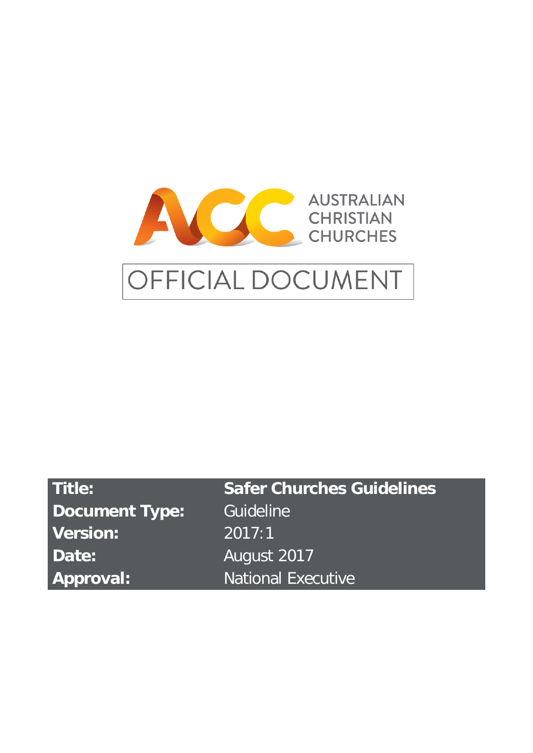AUSTRALIAN CHRISTIAN CHURCHES

# OFFICIAL DOCUMENT

| | |
|---|---|
| **Title:** | **Safer Churches Guidelines** |
| **Document Type:** | Guideline |
| **Version:** | 2017:1 |
| **Date:** | August 2017 |
| **Approval:** | National Executive |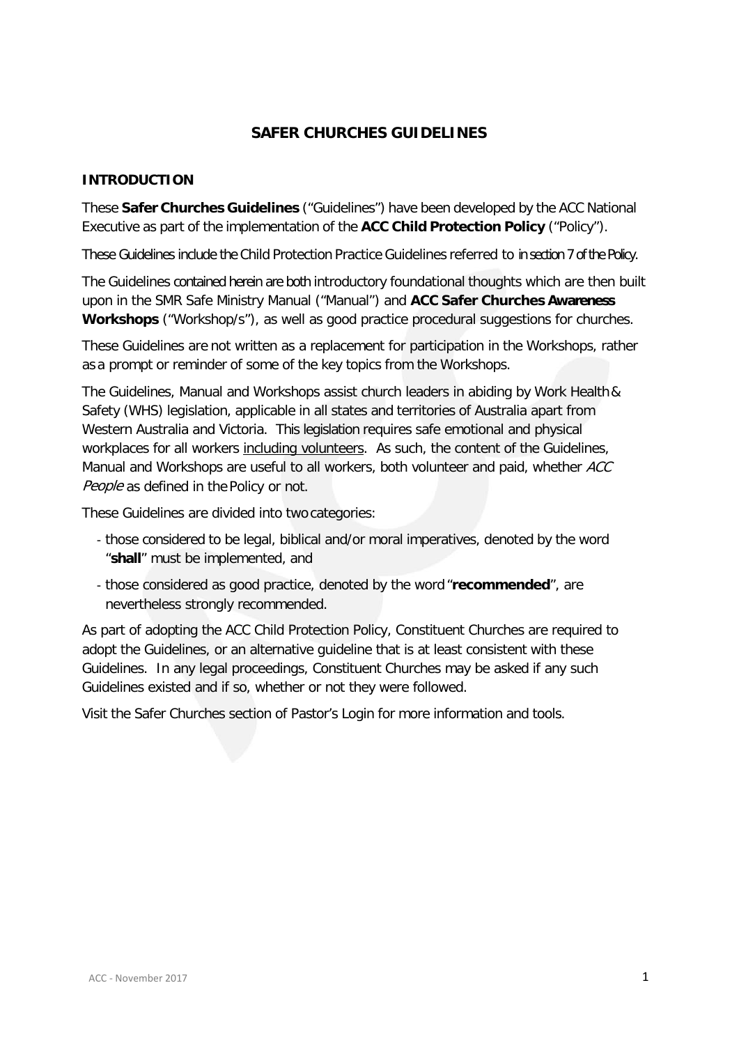# SAFER CHURCHES GUIDELINES

## INTRODUCTION

These **Safer Churches Guidelines** ("Guidelines") have been developed by the ACC National Executive as part of the implementation of the **ACC Child Protection Policy** ("Policy").

These Guidelines include the Child Protection Practice Guidelines referred to in section 7 of the Policy.

The Guidelines contained herein are both introductory foundational thoughts which are then built upon in the SMR Safe Ministry Manual ("Manual") and **ACC Safer Churches Awareness Workshops** ("Workshop/s"), as well as good practice procedural suggestions for churches.

These Guidelines are not written as a replacement for participation in the Workshops, rather as a prompt or reminder of some of the key topics from the Workshops.

The Guidelines, Manual and Workshops assist church leaders in abiding by Work Health & Safety (WHS) legislation, applicable in all states and territories of Australia apart from Western Australia and Victoria. This legislation requires safe emotional and physical workplaces for all workers <u>including volunteers</u>. As such, the content of the Guidelines, Manual and Workshops are useful to all workers, both volunteer and paid, whether *ACC People* as defined in the Policy or not.

These Guidelines are divided into two categories:

- those considered to be legal, biblical and/or moral imperatives, denoted by the word "**shall**" must be implemented, and
- those considered as good practice, denoted by the word "**recommended**", are nevertheless strongly recommended.

As part of adopting the ACC Child Protection Policy, Constituent Churches are required to adopt the Guidelines, or an alternative guideline that is at least consistent with these Guidelines. In any legal proceedings, Constituent Churches may be asked if any such Guidelines existed and if so, whether or not they were followed.

Visit the Safer Churches section of Pastor's Login for more information and tools.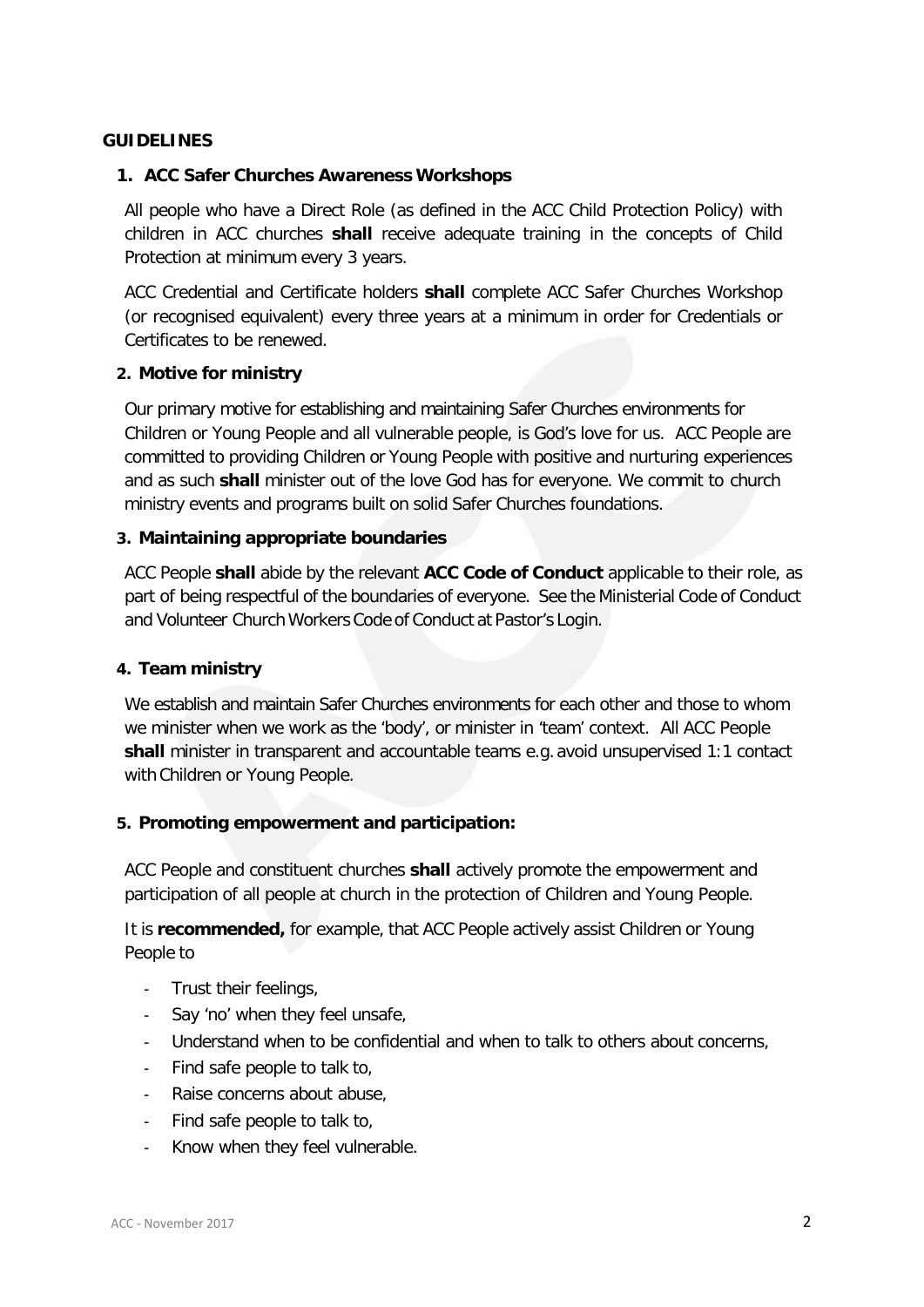**GUIDELINES**

**1. ACC Safer Churches Awareness Workshops**

All people who have a Direct Role (as defined in the ACC Child Protection Policy) with children in ACC churches **shall** receive adequate training in the concepts of Child Protection at minimum every 3 years.

ACC Credential and Certificate holders **shall** complete ACC Safer Churches Workshop (or recognised equivalent) every three years at a minimum in order for Credentials or Certificates to be renewed.

**2. Motive for ministry**

Our primary motive for establishing and maintaining Safer Churches environments for Children or Young People and all vulnerable people, is God's love for us. ACC People are committed to providing Children or Young People with positive and nurturing experiences and as such **shall** minister out of the love God has for everyone. We commit to church ministry events and programs built on solid Safer Churches foundations.

**3. Maintaining appropriate boundaries**

ACC People **shall** abide by the relevant **ACC Code of Conduct** applicable to their role, as part of being respectful of the boundaries of everyone. See the Ministerial Code of Conduct and Volunteer Church Workers Code of Conduct at Pastor's Login.

**4. Team ministry**

We establish and maintain Safer Churches environments for each other and those to whom we minister when we work as the 'body', or minister in 'team' context. All ACC People **shall** minister in transparent and accountable teams e.g. avoid unsupervised 1:1 contact with Children or Young People.

**5. Promoting empowerment and participation:**

ACC People and constituent churches **shall** actively promote the empowerment and participation of all people at church in the protection of Children and Young People.

It is **recommended,** for example, that ACC People actively assist Children or Young People to

- Trust their feelings,
- Say 'no' when they feel unsafe,
- Understand when to be confidential and when to talk to others about concerns,
- Find safe people to talk to,
- Raise concerns about abuse,
- Find safe people to talk to,
- Know when they feel vulnerable.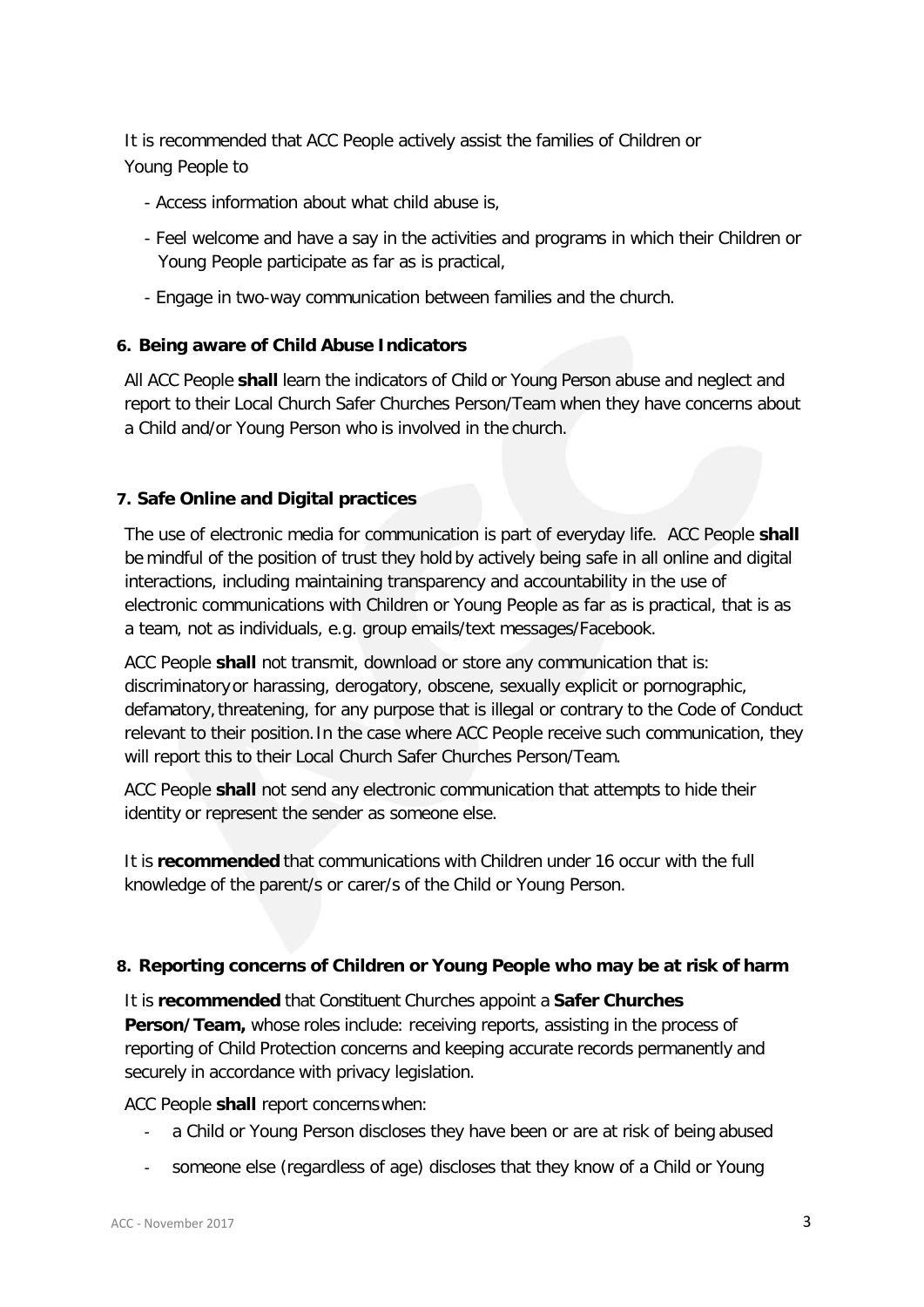It is recommended that ACC People actively assist the families of Children or Young People to

- Access information about what child abuse is,
- Feel welcome and have a say in the activities and programs in which their Children or Young People participate as far as is practical,
- Engage in two-way communication between families and the church.

### 6. Being aware of Child Abuse Indicators

All ACC People **shall** learn the indicators of Child or Young Person abuse and neglect and report to their Local Church Safer Churches Person/Team when they have concerns about a Child and/or Young Person who is involved in the church.

### 7. Safe Online and Digital practices

The use of electronic media for communication is part of everyday life. ACC People **shall** be mindful of the position of trust they hold by actively being safe in all online and digital interactions, including maintaining transparency and accountability in the use of electronic communications with Children or Young People as far as is practical, that is as a team, not as individuals, e.g. group emails/text messages/Facebook.

ACC People **shall** not transmit, download or store any communication that is: discriminatory or harassing, derogatory, obscene, sexually explicit or pornographic, defamatory, threatening, for any purpose that is illegal or contrary to the Code of Conduct relevant to their position. In the case where ACC People receive such communication, they will report this to their Local Church Safer Churches Person/Team.

ACC People **shall** not send any electronic communication that attempts to hide their identity or represent the sender as someone else.

It is **recommended** that communications with Children under 16 occur with the full knowledge of the parent/s or carer/s of the Child or Young Person.

### 8. Reporting concerns of Children or Young People who may be at risk of harm

It is **recommended** that Constituent Churches appoint a **Safer Churches Person/Team,** whose roles include: receiving reports, assisting in the process of reporting of Child Protection concerns and keeping accurate records permanently and securely in accordance with privacy legislation.

ACC People **shall** report concerns when:

- a Child or Young Person discloses they have been or are at risk of being abused
- someone else (regardless of age) discloses that they know of a Child or Young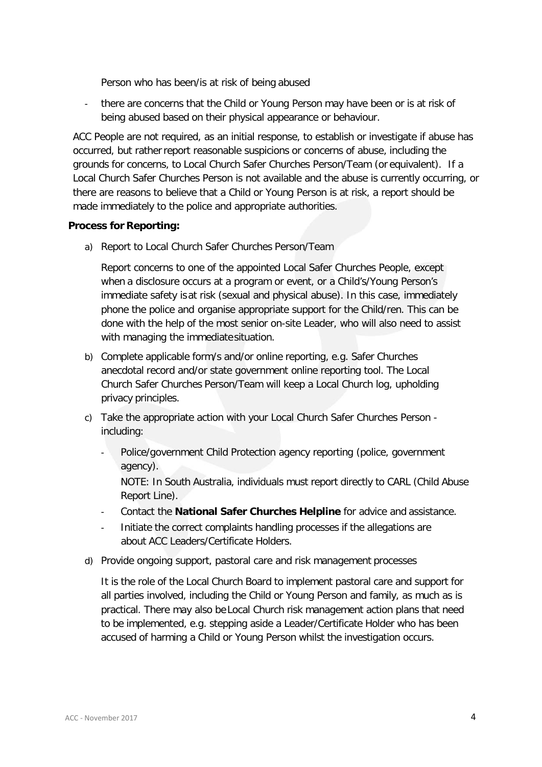Person who has been/is at risk of being abused

- there are concerns that the Child or Young Person may have been or is at risk of being abused based on their physical appearance or behaviour.

ACC People are not required, as an initial response, to establish or investigate if abuse has occurred, but rather report reasonable suspicions or concerns of abuse, including the grounds for concerns, to Local Church Safer Churches Person/Team (or equivalent). If a Local Church Safer Churches Person is not available and the abuse is currently occurring, or there are reasons to believe that a Child or Young Person is at risk, a report should be made immediately to the police and appropriate authorities.

**Process for Reporting:**

a) Report to Local Church Safer Churches Person/Team

   Report concerns to one of the appointed Local Safer Churches People, except when a disclosure occurs at a program or event, or a Child's/Young Person's immediate safety is at risk (sexual and physical abuse). In this case, immediately phone the police and organise appropriate support for the Child/ren. This can be done with the help of the most senior on-site Leader, who will also need to assist with managing the immediate situation.

b) Complete applicable form/s and/or online reporting, e.g. Safer Churches anecdotal record and/or state government online reporting tool. The Local Church Safer Churches Person/Team will keep a Local Church log, upholding privacy principles.

c) Take the appropriate action with your Local Church Safer Churches Person - including:

   - Police/government Child Protection agency reporting (police, government agency).

     NOTE: In South Australia, individuals must report directly to CARL (Child Abuse Report Line).
   - Contact the **National Safer Churches Helpline** for advice and assistance.
   - Initiate the correct complaints handling processes if the allegations are about ACC Leaders/Certificate Holders.

d) Provide ongoing support, pastoral care and risk management processes

   It is the role of the Local Church Board to implement pastoral care and support for all parties involved, including the Child or Young Person and family, as much as is practical. There may also be Local Church risk management action plans that need to be implemented, e.g. stepping aside a Leader/Certificate Holder who has been accused of harming a Child or Young Person whilst the investigation occurs.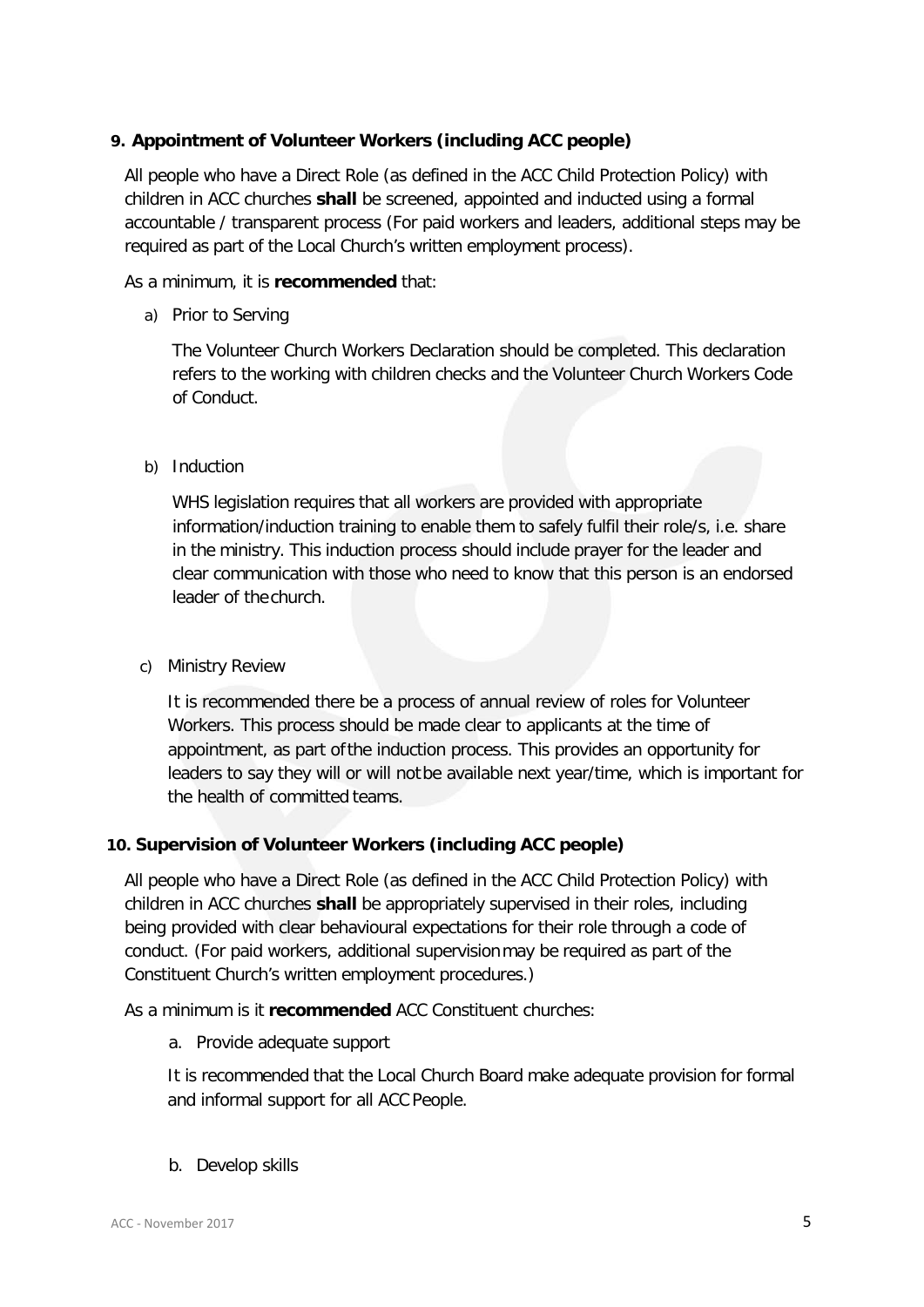## 9. Appointment of Volunteer Workers (including ACC people)

All people who have a Direct Role (as defined in the ACC Child Protection Policy) with children in ACC churches **shall** be screened, appointed and inducted using a formal accountable / transparent process (For paid workers and leaders, additional steps may be required as part of the Local Church's written employment process).

As a minimum, it is **recommended** that:

a) Prior to Serving

The Volunteer Church Workers Declaration should be completed. This declaration refers to the working with children checks and the Volunteer Church Workers Code of Conduct.

b) Induction

WHS legislation requires that all workers are provided with appropriate information/induction training to enable them to safely fulfil their role/s, i.e. share in the ministry. This induction process should include prayer for the leader and clear communication with those who need to know that this person is an endorsed leader of the church.

c) Ministry Review

It is recommended there be a process of annual review of roles for Volunteer Workers. This process should be made clear to applicants at the time of appointment, as part of the induction process. This provides an opportunity for leaders to say they will or will not be available next year/time, which is important for the health of committed teams.

## 10. Supervision of Volunteer Workers (including ACC people)

All people who have a Direct Role (as defined in the ACC Child Protection Policy) with children in ACC churches **shall** be appropriately supervised in their roles, including being provided with clear behavioural expectations for their role through a code of conduct. (For paid workers, additional supervision may be required as part of the Constituent Church's written employment procedures.)

As a minimum is it **recommended** ACC Constituent churches:

a. Provide adequate support

It is recommended that the Local Church Board make adequate provision for formal and informal support for all ACC People.

b. Develop skills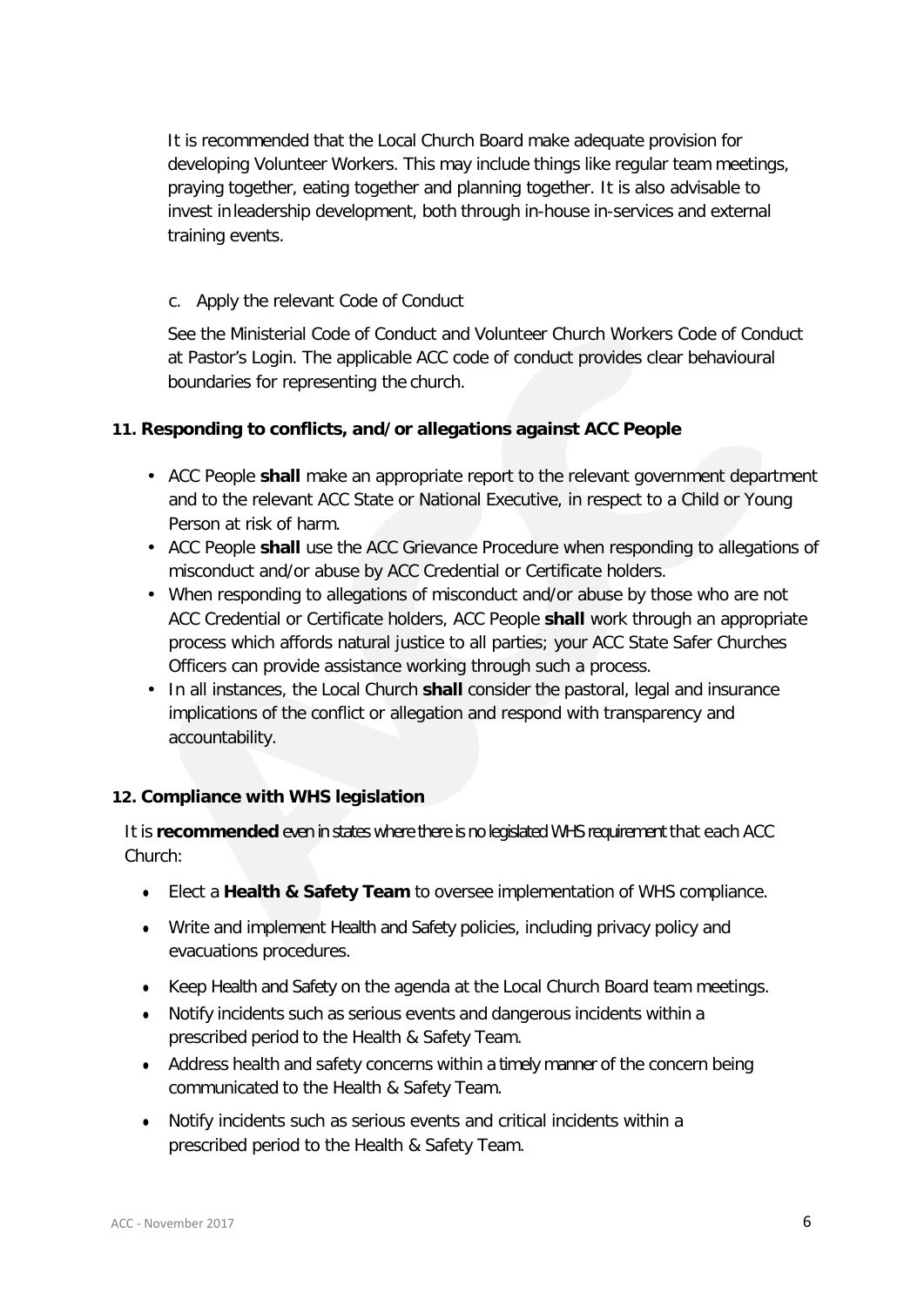It is recommended that the Local Church Board make adequate provision for developing Volunteer Workers. This may include things like regular team meetings, praying together, eating together and planning together. It is also advisable to invest in leadership development, both through in-house in-services and external training events.

c. Apply the relevant Code of Conduct

See the Ministerial Code of Conduct and Volunteer Church Workers Code of Conduct at Pastor's Login. The applicable ACC code of conduct provides clear behavioural boundaries for representing the church.

## 11. Responding to conflicts, and/or allegations against ACC People

- ACC People **shall** make an appropriate report to the relevant government department and to the relevant ACC State or National Executive, in respect to a Child or Young Person at risk of harm.
- ACC People **shall** use the ACC Grievance Procedure when responding to allegations of misconduct and/or abuse by ACC Credential or Certificate holders.
- When responding to allegations of misconduct and/or abuse by those who are not ACC Credential or Certificate holders, ACC People **shall** work through an appropriate process which affords natural justice to all parties; your ACC State Safer Churches Officers can provide assistance working through such a process.
- In all instances, the Local Church **shall** consider the pastoral, legal and insurance implications of the conflict or allegation and respond with transparency and accountability.

## 12. Compliance with WHS legislation

It is **recommended** even in states where there is no legislated WHS requirement that each ACC Church:

- Elect a **Health & Safety Team** to oversee implementation of WHS compliance.
- Write and implement Health and Safety policies, including privacy policy and evacuations procedures.
- Keep Health and Safety on the agenda at the Local Church Board team meetings.
- Notify incidents such as serious events and dangerous incidents within a prescribed period to the Health & Safety Team.
- Address health and safety concerns within a timely manner of the concern being communicated to the Health & Safety Team.
- Notify incidents such as serious events and critical incidents within a prescribed period to the Health & Safety Team.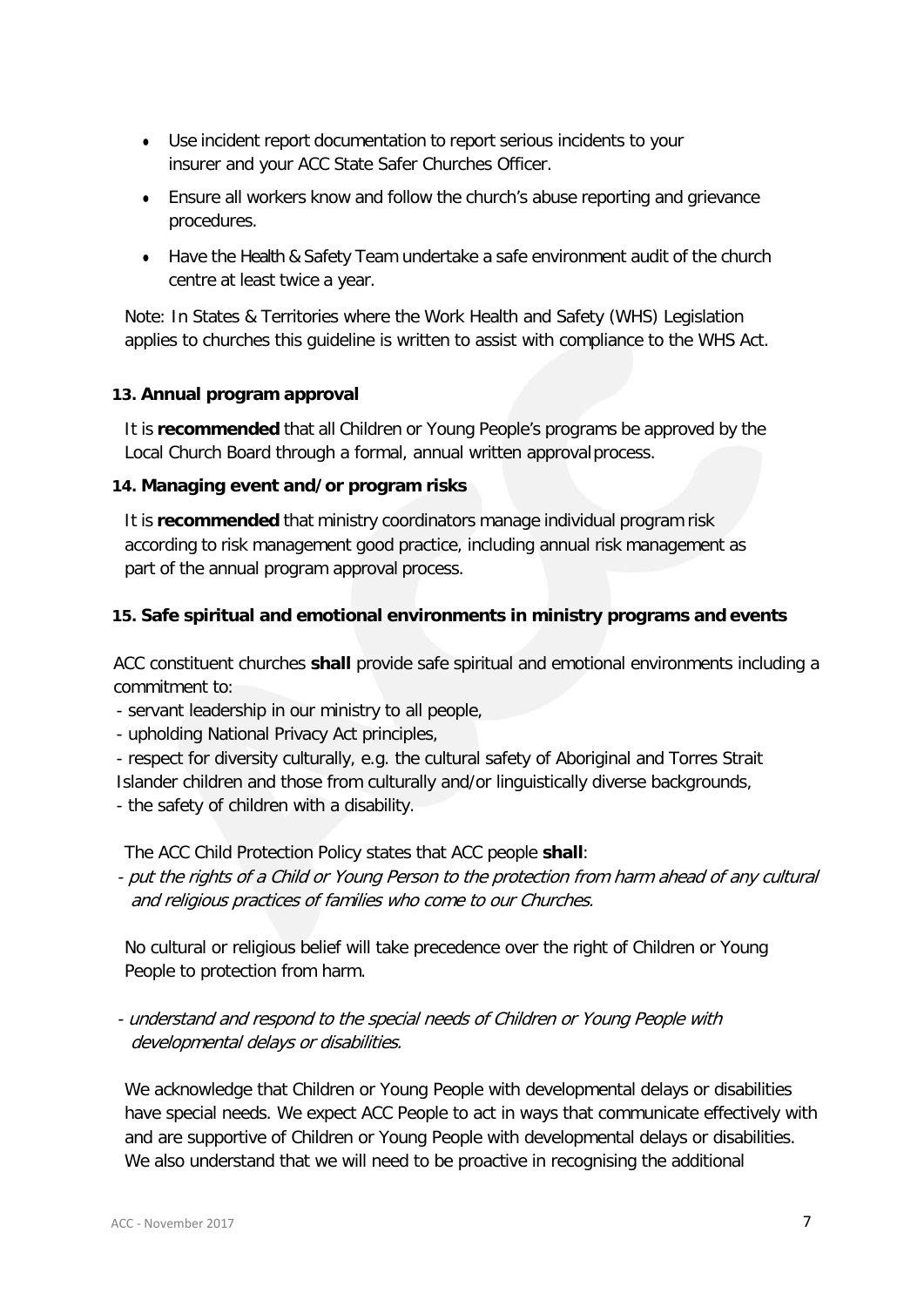- Use incident report documentation to report serious incidents to your insurer and your ACC State Safer Churches Officer.
- Ensure all workers know and follow the church's abuse reporting and grievance procedures.
- Have the Health & Safety Team undertake a safe environment audit of the church centre at least twice a year.

Note: In States & Territories where the Work Health and Safety (WHS) Legislation applies to churches this guideline is written to assist with compliance to the WHS Act.

**13. Annual program approval**

It is **recommended** that all Children or Young People's programs be approved by the Local Church Board through a formal, annual written approval process.

**14. Managing event and/or program risks**

It is **recommended** that ministry coordinators manage individual program risk according to risk management good practice, including annual risk management as part of the annual program approval process.

**15. Safe spiritual and emotional environments in ministry programs and events**

ACC constituent churches **shall** provide safe spiritual and emotional environments including a commitment to:

- servant leadership in our ministry to all people,
- upholding National Privacy Act principles,
- respect for diversity culturally, e.g. the cultural safety of Aboriginal and Torres Strait Islander children and those from culturally and/or linguistically diverse backgrounds,
- the safety of children with a disability.

The ACC Child Protection Policy states that ACC people **shall**:

- *put the rights of a Child or Young Person to the protection from harm ahead of any cultural and religious practices of families who come to our Churches.*

No cultural or religious belief will take precedence over the right of Children or Young People to protection from harm.

- *understand and respond to the special needs of Children or Young People with developmental delays or disabilities.*

We acknowledge that Children or Young People with developmental delays or disabilities have special needs. We expect ACC People to act in ways that communicate effectively with and are supportive of Children or Young People with developmental delays or disabilities. We also understand that we will need to be proactive in recognising the additional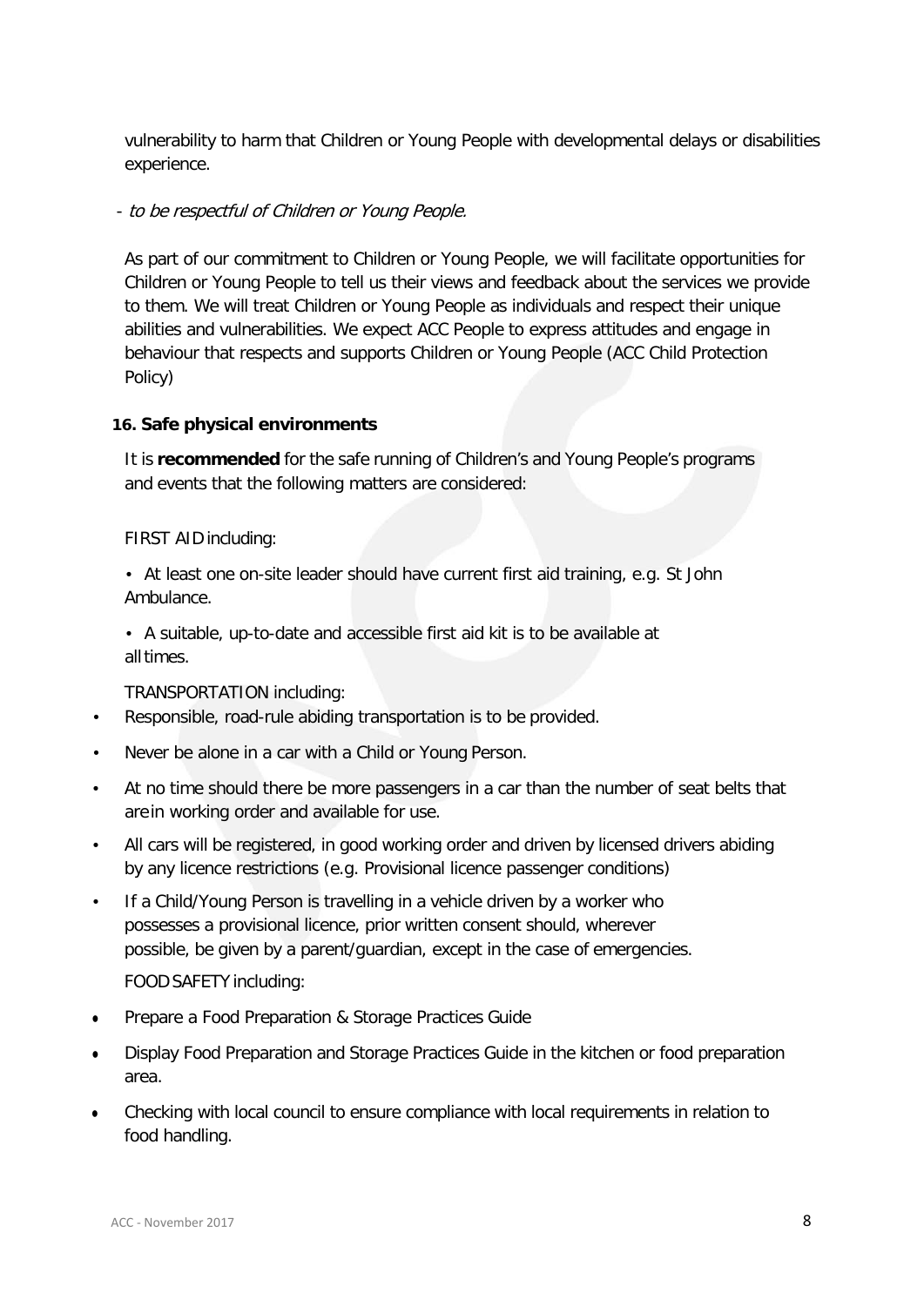vulnerability to harm that Children or Young People with developmental delays or disabilities experience.

- *to be respectful of Children or Young People.*

As part of our commitment to Children or Young People, we will facilitate opportunities for Children or Young People to tell us their views and feedback about the services we provide to them. We will treat Children or Young People as individuals and respect their unique abilities and vulnerabilities. We expect ACC People to express attitudes and engage in behaviour that respects and supports Children or Young People (ACC Child Protection Policy)

**16. Safe physical environments**

It is **recommended** for the safe running of Children's and Young People's programs and events that the following matters are considered:

FIRST AID including:

- At least one on-site leader should have current first aid training, e.g. St John Ambulance.
- A suitable, up-to-date and accessible first aid kit is to be available at all times.

TRANSPORTATION including:

- Responsible, road-rule abiding transportation is to be provided.
- Never be alone in a car with a Child or Young Person.
- At no time should there be more passengers in a car than the number of seat belts that are in working order and available for use.
- All cars will be registered, in good working order and driven by licensed drivers abiding by any licence restrictions (e.g. Provisional licence passenger conditions)
- If a Child/Young Person is travelling in a vehicle driven by a worker who possesses a provisional licence, prior written consent should, wherever possible, be given by a parent/guardian, except in the case of emergencies.

FOOD SAFETY including:

- Prepare a Food Preparation & Storage Practices Guide
- Display Food Preparation and Storage Practices Guide in the kitchen or food preparation area.
- Checking with local council to ensure compliance with local requirements in relation to food handling.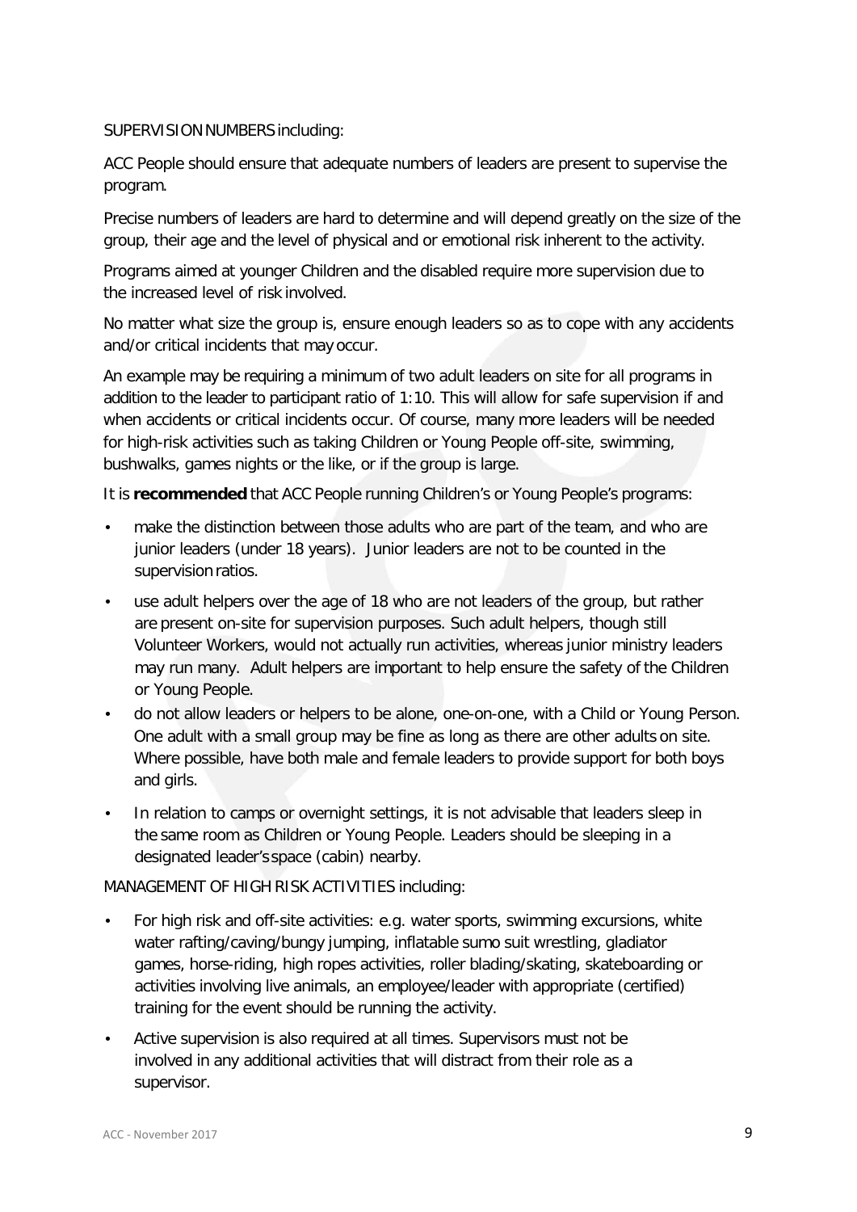SUPERVISION NUMBERS including:

ACC People should ensure that adequate numbers of leaders are present to supervise the program.

Precise numbers of leaders are hard to determine and will depend greatly on the size of the group, their age and the level of physical and or emotional risk inherent to the activity.

Programs aimed at younger Children and the disabled require more supervision due to the increased level of risk involved.

No matter what size the group is, ensure enough leaders so as to cope with any accidents and/or critical incidents that may occur.

An example may be requiring a minimum of two adult leaders on site for all programs in addition to the leader to participant ratio of 1:10. This will allow for safe supervision if and when accidents or critical incidents occur. Of course, many more leaders will be needed for high-risk activities such as taking Children or Young People off-site, swimming, bushwalks, games nights or the like, or if the group is large.

It is **recommended** that ACC People running Children's or Young People's programs:

- make the distinction between those adults who are part of the team, and who are junior leaders (under 18 years). Junior leaders are not to be counted in the supervision ratios.
- use adult helpers over the age of 18 who are not leaders of the group, but rather are present on-site for supervision purposes. Such adult helpers, though still Volunteer Workers, would not actually run activities, whereas junior ministry leaders may run many. Adult helpers are important to help ensure the safety of the Children or Young People.
- do not allow leaders or helpers to be alone, one-on-one, with a Child or Young Person. One adult with a small group may be fine as long as there are other adults on site. Where possible, have both male and female leaders to provide support for both boys and girls.
- In relation to camps or overnight settings, it is not advisable that leaders sleep in the same room as Children or Young People. Leaders should be sleeping in a designated leader's space (cabin) nearby.

MANAGEMENT OF HIGH RISK ACTIVITIES including:

- For high risk and off-site activities: e.g. water sports, swimming excursions, white water rafting/caving/bungy jumping, inflatable sumo suit wrestling, gladiator games, horse-riding, high ropes activities, roller blading/skating, skateboarding or activities involving live animals, an employee/leader with appropriate (certified) training for the event should be running the activity.
- Active supervision is also required at all times. Supervisors must not be involved in any additional activities that will distract from their role as a supervisor.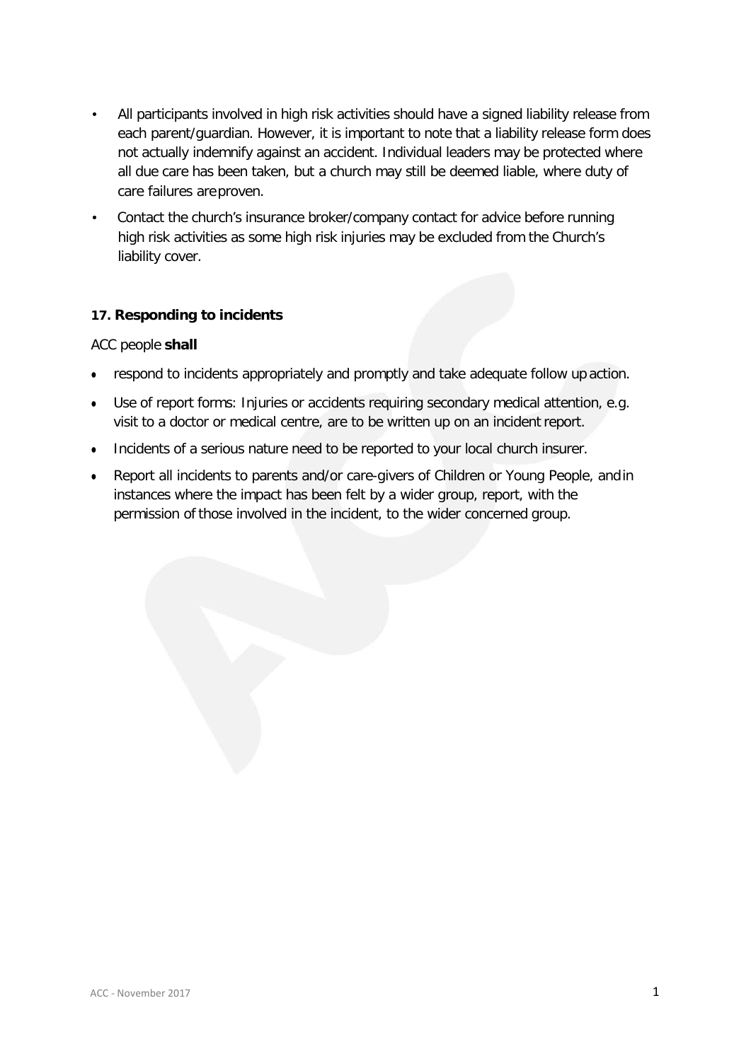- All participants involved in high risk activities should have a signed liability release from each parent/guardian. However, it is important to note that a liability release form does not actually indemnify against an accident. Individual leaders may be protected where all due care has been taken, but a church may still be deemed liable, where duty of care failures are proven.
- Contact the church's insurance broker/company contact for advice before running high risk activities as some high risk injuries may be excluded from the Church's liability cover.

**17. Responding to incidents**

ACC people **shall**

- respond to incidents appropriately and promptly and take adequate follow up action.
- Use of report forms: Injuries or accidents requiring secondary medical attention, e.g. visit to a doctor or medical centre, are to be written up on an incident report.
- Incidents of a serious nature need to be reported to your local church insurer.
- Report all incidents to parents and/or care-givers of Children or Young People, and in instances where the impact has been felt by a wider group, report, with the permission of those involved in the incident, to the wider concerned group.